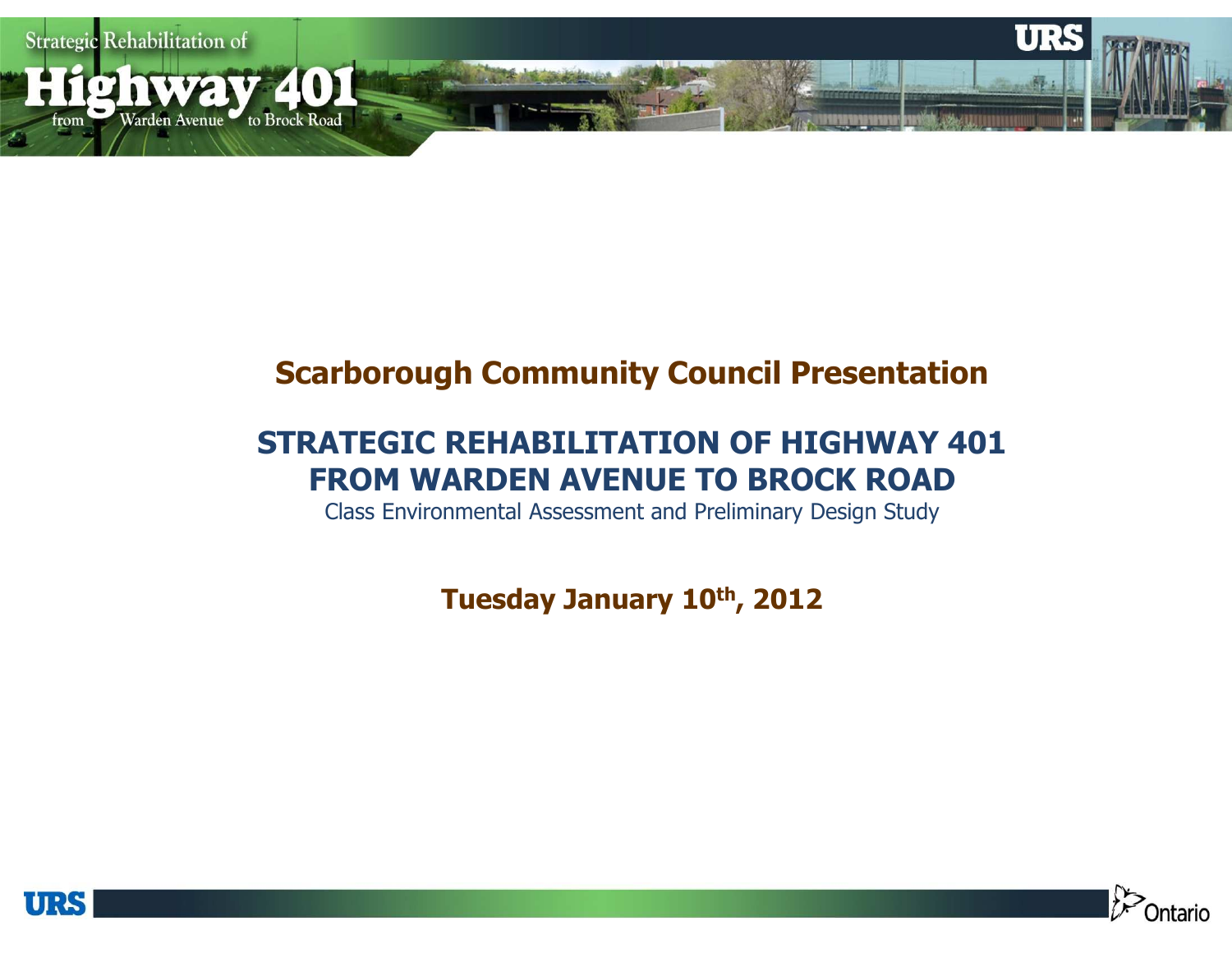# Scarborough Community Council Presentation

## STRATEGIC REHABILITATION OF HIGHWAY 401 FROM WARDEN AVENUE TO BROCK ROAD

Class Environmental Assessment and Preliminary Design Study

**Tuesday January 10th, 2012**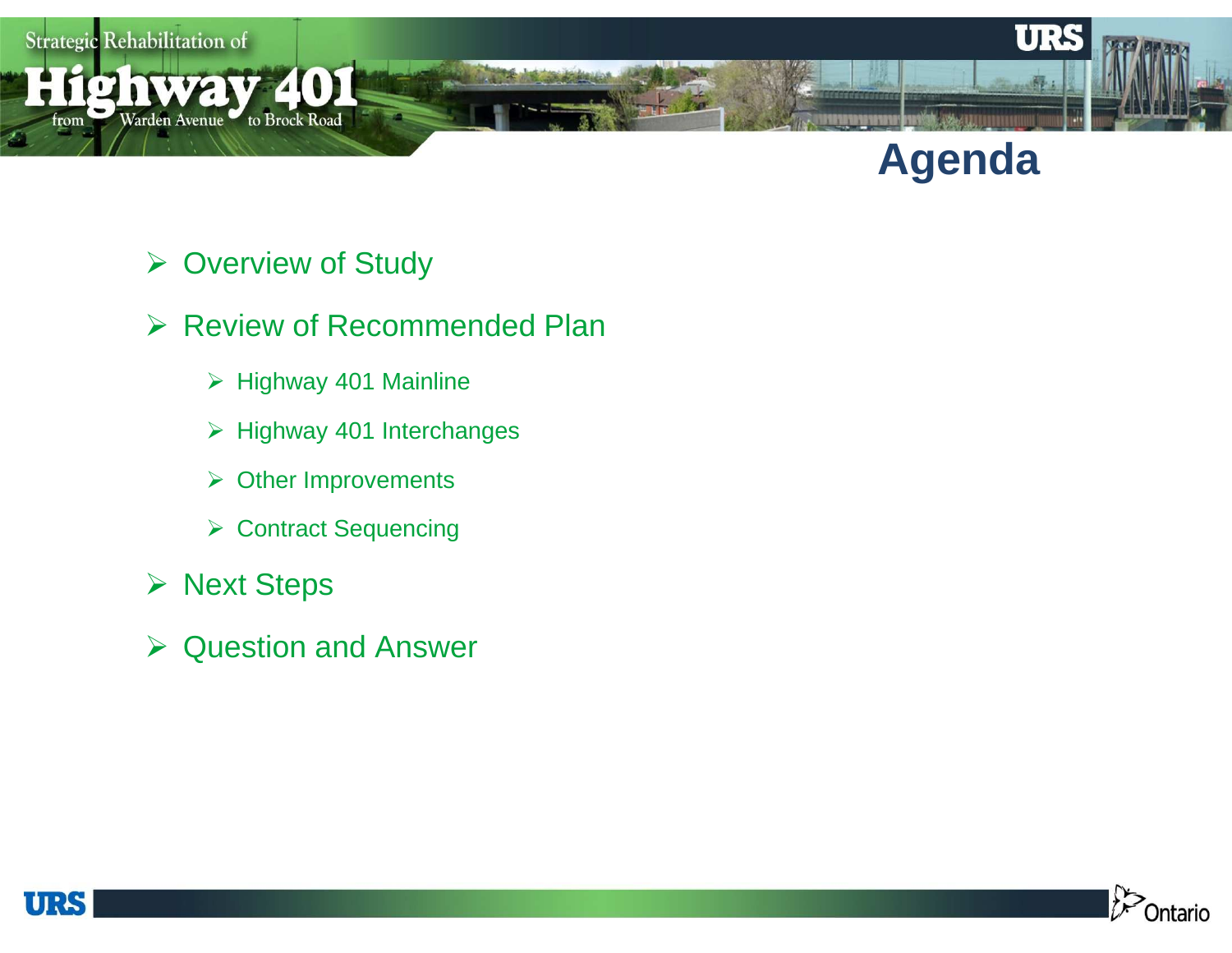# Agenda

- Overview of Study
- Review of Recommended Plan
  - Highway 401 Mainline
  - Highway 401 Interchanges
  - Other Improvements
  - Contract Sequencing
- Next Steps
- Question and Answer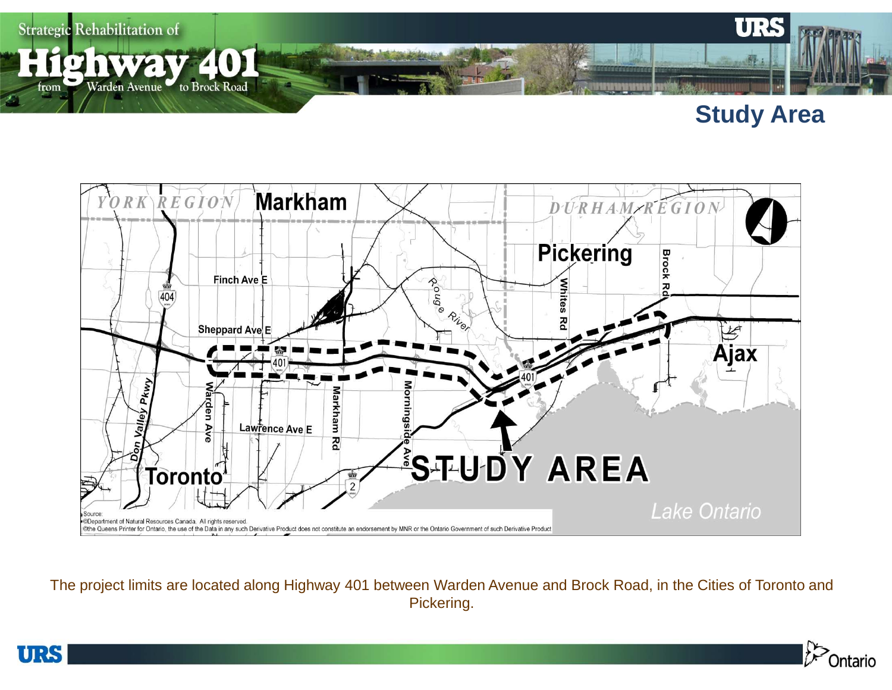## Study Area

The project limits are located along Highway 401 between Warden Avenue and Brock Road, in the Cities of Toronto and Pickering.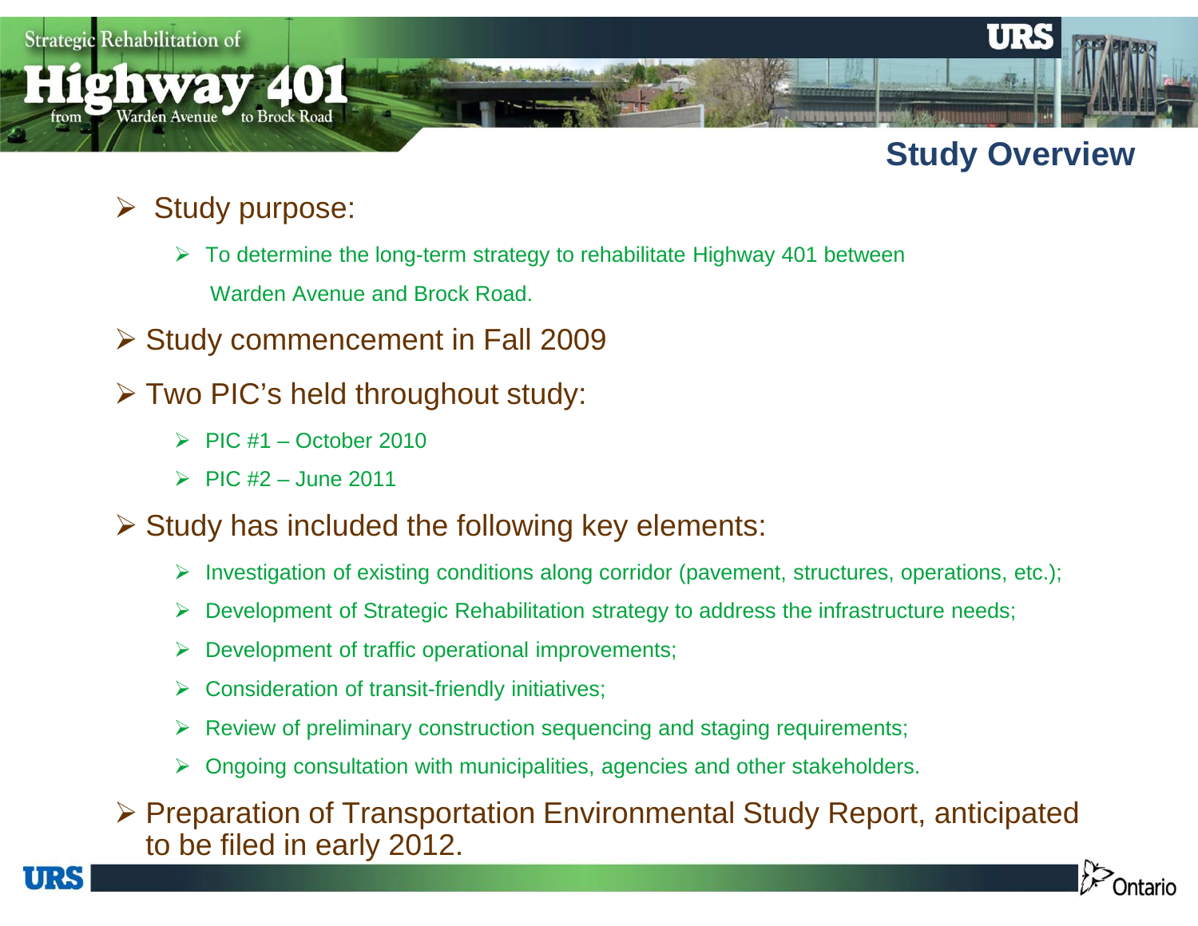## Study Overview

- Study purpose:
  - To determine the long-term strategy to rehabilitate Highway 401 between Warden Avenue and Brock Road.
- Study commencement in Fall 2009
- Two PIC's held throughout study:
  - PIC #1 – October 2010
  - PIC #2 – June 2011
- Study has included the following key elements:
  - Investigation of existing conditions along corridor (pavement, structures, operations, etc.);
  - Development of Strategic Rehabilitation strategy to address the infrastructure needs;
  - Development of traffic operational improvements;
  - Consideration of transit-friendly initiatives;
  - Review of preliminary construction sequencing and staging requirements;
  - Ongoing consultation with municipalities, agencies and other stakeholders.
- Preparation of Transportation Environmental Study Report, anticipated to be filed in early 2012.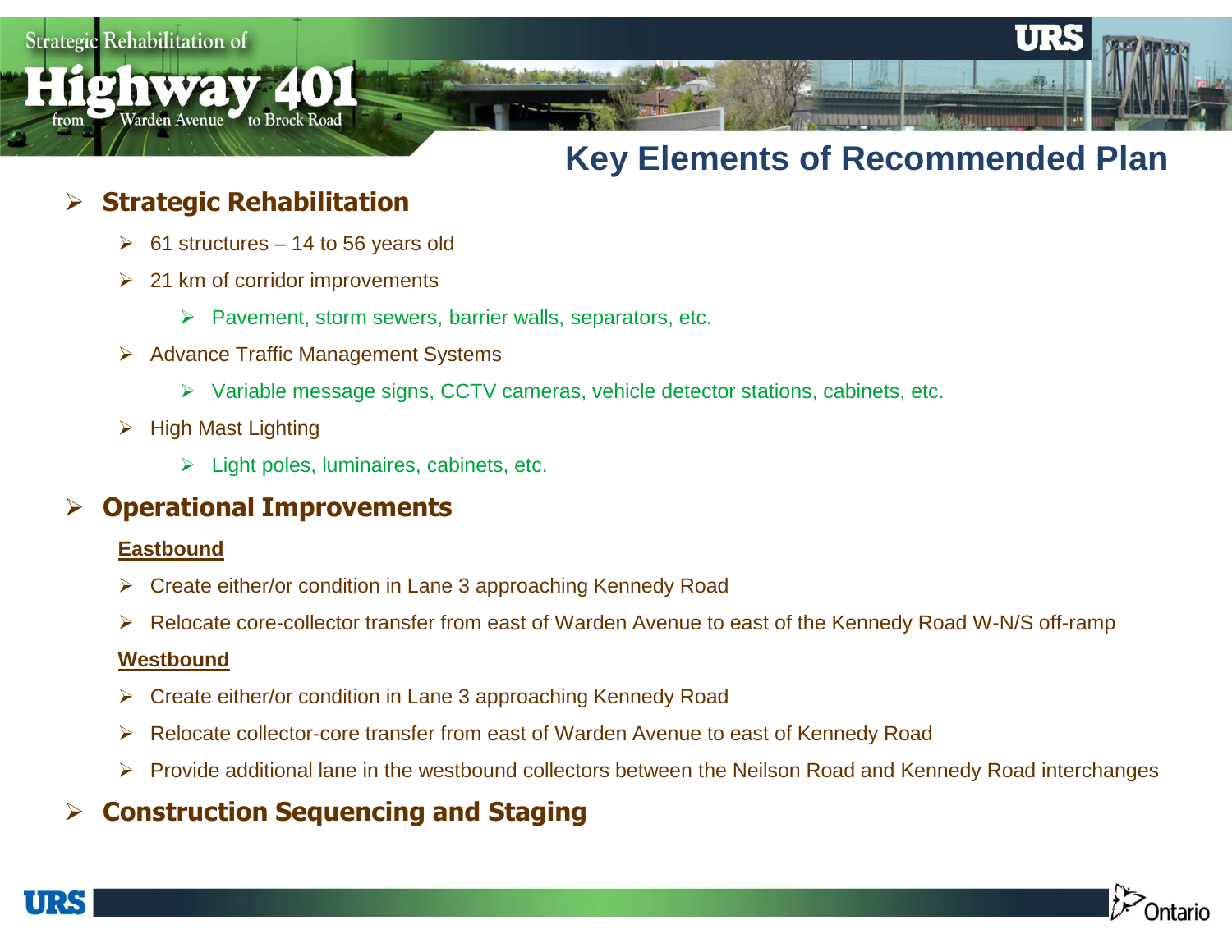# Key Elements of Recommended Plan

- **Strategic Rehabilitation**
  - 61 structures – 14 to 56 years old
  - 21 km of corridor improvements
    - Pavement, storm sewers, barrier walls, separators, etc.
  - Advance Traffic Management Systems
    - Variable message signs, CCTV cameras, vehicle detector stations, cabinets, etc.
  - High Mast Lighting
    - Light poles, luminaires, cabinets, etc.
- **Operational Improvements**

  **Eastbound**

  - Create either/or condition in Lane 3 approaching Kennedy Road
  - Relocate core-collector transfer from east of Warden Avenue to east of the Kennedy Road W-N/S off-ramp

  **Westbound**

  - Create either/or condition in Lane 3 approaching Kennedy Road
  - Relocate collector-core transfer from east of Warden Avenue to east of Kennedy Road
  - Provide additional lane in the westbound collectors between the Neilson Road and Kennedy Road interchanges
- **Construction Sequencing and Staging**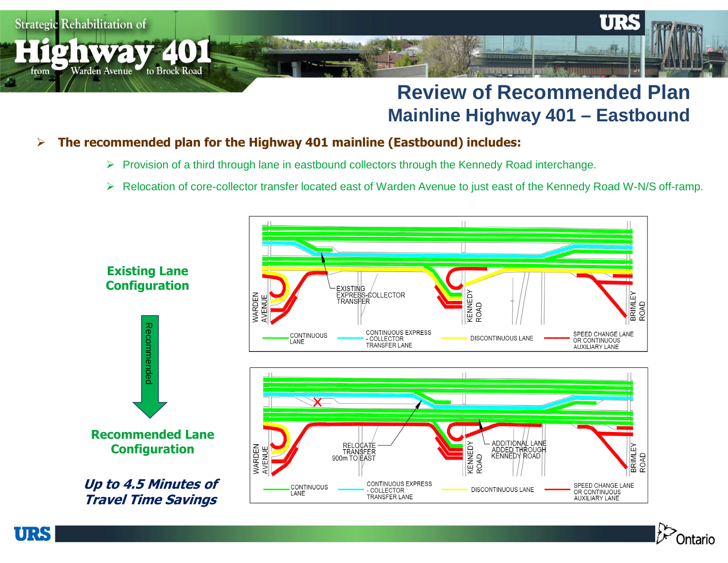# Review of Recommended Plan

## Mainline Highway 401 – Eastbound

- **The recommended plan for the Highway 401 mainline (Eastbound) includes:**
  - Provision of a third through lane in eastbound collectors through the Kennedy Road interchange.
  - Relocation of core-collector transfer located east of Warden Avenue to just east of the Kennedy Road W-N/S off-ramp.

**Existing Lane Configuration**

EXISTING EXPRESS-COLLECTOR TRANSFER

WARDEN AVENUE — KENNEDY ROAD — BRIMLEY ROAD

CONTINUOUS LANE — CONTINUOUS EXPRESS - COLLECTOR TRANSFER LANE — DISCONTINUOUS LANE — SPEED CHANGE LANE OR CONTINUOUS AUXILIARY LANE

Recommended

**Recommended Lane Configuration**

RELOCATE TRANSFER 900m TO EAST

ADDITIONAL LANE ADDED THROUGH KENNEDY ROAD

WARDEN AVENUE — KENNEDY ROAD — BRIMLEY ROAD

CONTINUOUS LANE — CONTINUOUS EXPRESS - COLLECTOR TRANSFER LANE — DISCONTINUOUS LANE — SPEED CHANGE LANE OR CONTINUOUS AUXILIARY LANE

***Up to 4.5 Minutes of Travel Time Savings***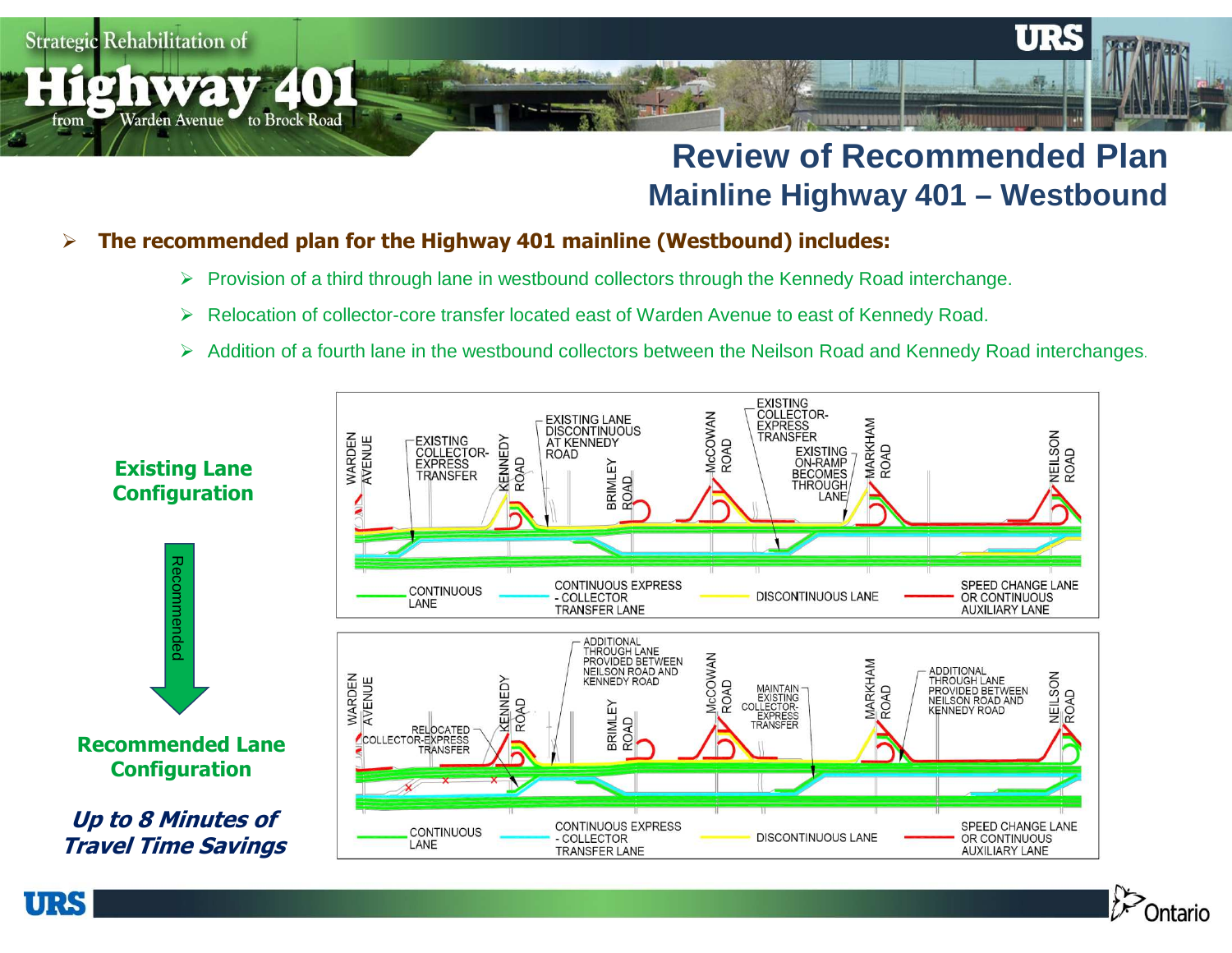# Review of Recommended Plan
## Mainline Highway 401 – Westbound

- **The recommended plan for the Highway 401 mainline (Westbound) includes:**
  - Provision of a third through lane in westbound collectors through the Kennedy Road interchange.
  - Relocation of collector-core transfer located east of Warden Avenue to east of Kennedy Road.
  - Addition of a fourth lane in the westbound collectors between the Neilson Road and Kennedy Road interchanges.

**Existing Lane Configuration**

Recommended

**Recommended Lane Configuration**

***Up to 8 Minutes of Travel Time Savings***

WARDEN AVENUE | EXISTING COLLECTOR-EXPRESS TRANSFER | KENNEDY ROAD | EXISTING LANE DISCONTINUOUS AT KENNEDY ROAD | BRIMLEY ROAD | McCOWAN ROAD | EXISTING COLLECTOR-EXPRESS TRANSFER | EXISTING ON-RAMP BECOMES THROUGH LANE | MARKHAM ROAD | NEILSON ROAD

CONTINUOUS LANE | CONTINUOUS EXPRESS - COLLECTOR TRANSFER LANE | DISCONTINUOUS LANE | SPEED CHANGE LANE OR CONTINUOUS AUXILIARY LANE

WARDEN AVENUE | RELOCATED COLLECTOR-EXPRESS TRANSFER | KENNEDY ROAD | ADDITIONAL THROUGH LANE PROVIDED BETWEEN NEILSON ROAD AND KENNEDY ROAD | BRIMLEY ROAD | McCOWAN ROAD | MAINTAIN EXISTING COLLECTOR-EXPRESS TRANSFER | MARKHAM ROAD | ADDITIONAL THROUGH LANE PROVIDED BETWEEN NEILSON ROAD AND KENNEDY ROAD | NEILSON ROAD

CONTINUOUS LANE | CONTINUOUS EXPRESS - COLLECTOR TRANSFER LANE | DISCONTINUOUS LANE | SPEED CHANGE LANE OR CONTINUOUS AUXILIARY LANE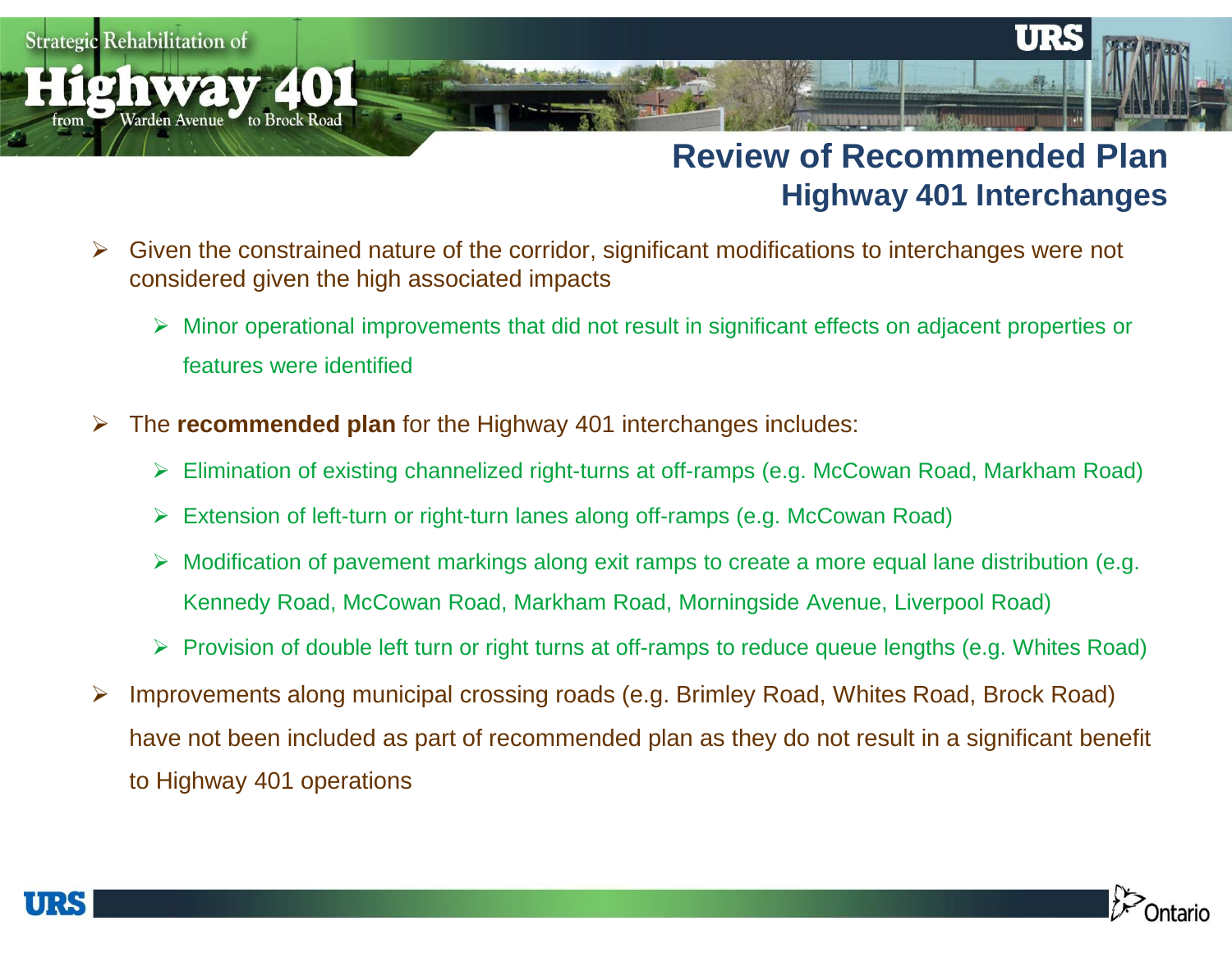## Review of Recommended Plan

### Highway 401 Interchanges

- Given the constrained nature of the corridor, significant modifications to interchanges were not considered given the high associated impacts
  - Minor operational improvements that did not result in significant effects on adjacent properties or features were identified
- The **recommended plan** for the Highway 401 interchanges includes:
  - Elimination of existing channelized right-turns at off-ramps (e.g. McCowan Road, Markham Road)
  - Extension of left-turn or right-turn lanes along off-ramps (e.g. McCowan Road)
  - Modification of pavement markings along exit ramps to create a more equal lane distribution (e.g. Kennedy Road, McCowan Road, Markham Road, Morningside Avenue, Liverpool Road)
  - Provision of double left turn or right turns at off-ramps to reduce queue lengths (e.g. Whites Road)
- Improvements along municipal crossing roads (e.g. Brimley Road, Whites Road, Brock Road) have not been included as part of recommended plan as they do not result in a significant benefit to Highway 401 operations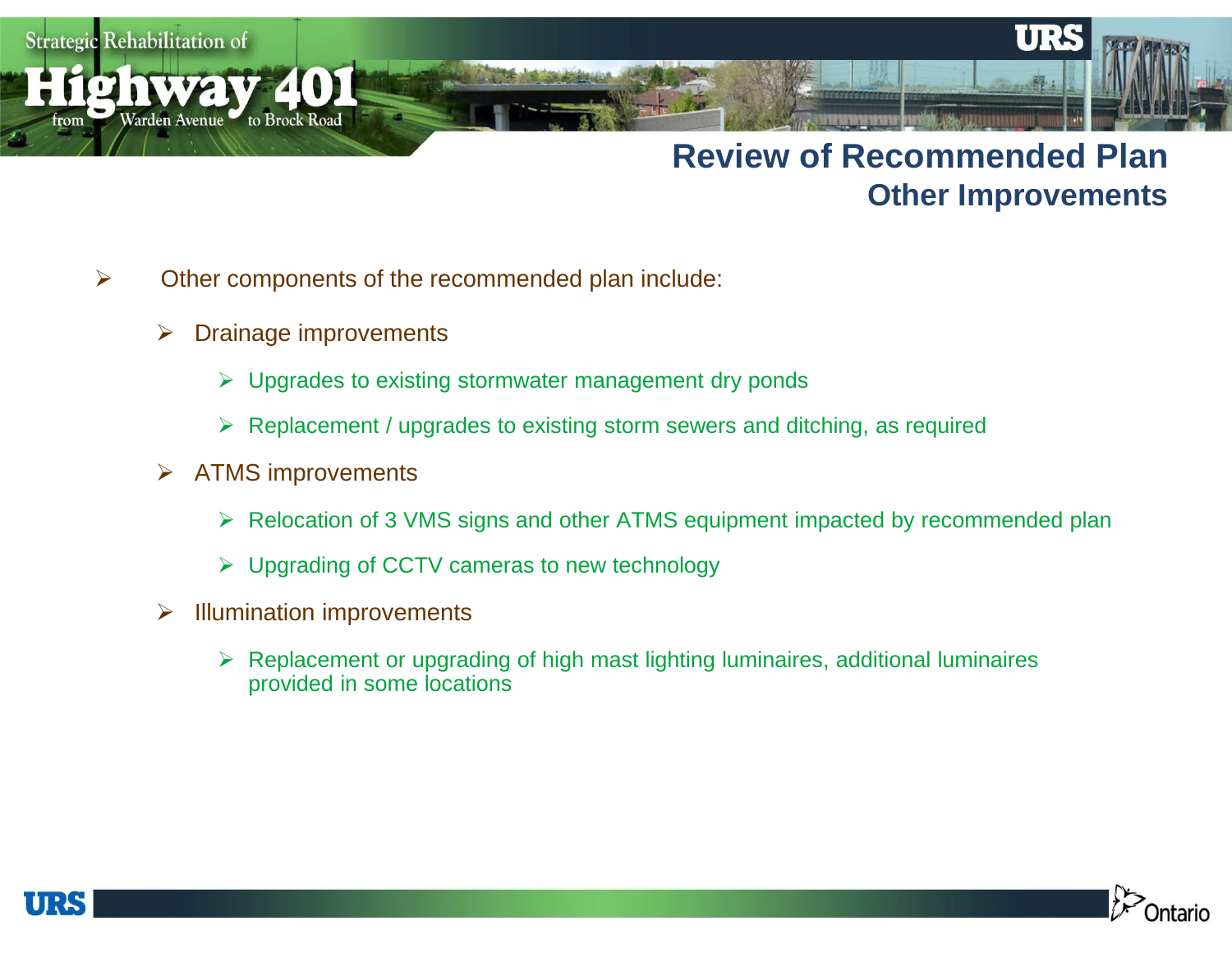## Review of Recommended Plan

### Other Improvements

- Other components of the recommended plan include:
  - Drainage improvements
    - Upgrades to existing stormwater management dry ponds
    - Replacement / upgrades to existing storm sewers and ditching, as required
  - ATMS improvements
    - Relocation of 3 VMS signs and other ATMS equipment impacted by recommended plan
    - Upgrading of CCTV cameras to new technology
  - Illumination improvements
    - Replacement or upgrading of high mast lighting luminaires, additional luminaires provided in some locations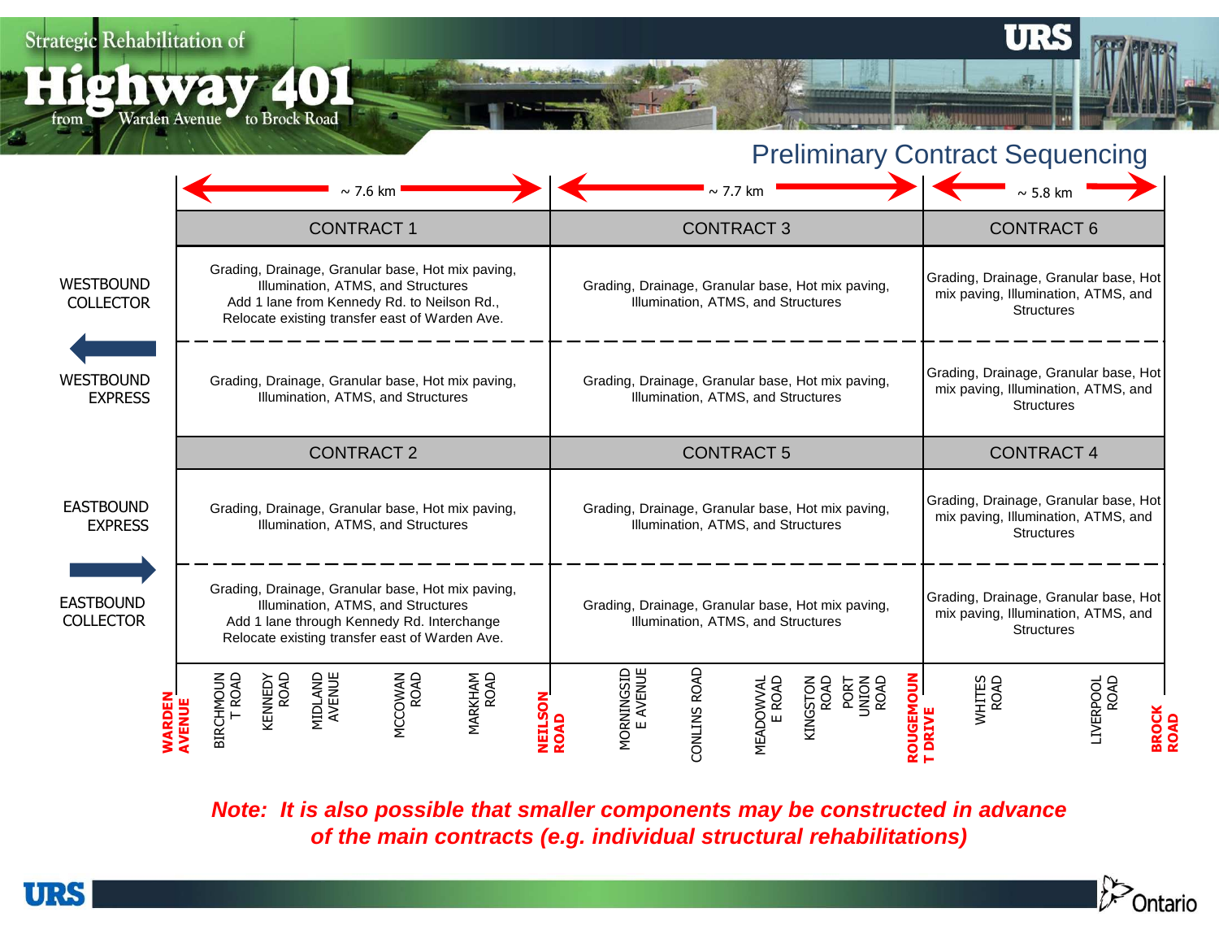# Strategic Rehabilitation of Highway 401 from Warden Avenue to Brock Road

## Preliminary Contract Sequencing

| | ~ 7.6 km | ~ 7.7 km | ~ 5.8 km |
|---|---|---|---|
| | **CONTRACT 1** | **CONTRACT 3** | **CONTRACT 6** |
| WESTBOUND COLLECTOR | Grading, Drainage, Granular base, Hot mix paving, Illumination, ATMS, and Structures<br>Add 1 lane from Kennedy Rd. to Neilson Rd.,<br>Relocate existing transfer east of Warden Ave. | Grading, Drainage, Granular base, Hot mix paving, Illumination, ATMS, and Structures | Grading, Drainage, Granular base, Hot mix paving, Illumination, ATMS, and Structures |
| WESTBOUND EXPRESS | Grading, Drainage, Granular base, Hot mix paving, Illumination, ATMS, and Structures | Grading, Drainage, Granular base, Hot mix paving, Illumination, ATMS, and Structures | Grading, Drainage, Granular base, Hot mix paving, Illumination, ATMS, and Structures |
| | **CONTRACT 2** | **CONTRACT 5** | **CONTRACT 4** |
| EASTBOUND EXPRESS | Grading, Drainage, Granular base, Hot mix paving, Illumination, ATMS, and Structures | Grading, Drainage, Granular base, Hot mix paving, Illumination, ATMS, and Structures | Grading, Drainage, Granular base, Hot mix paving, Illumination, ATMS, and Structures |
| EASTBOUND COLLECTOR | Grading, Drainage, Granular base, Hot mix paving, Illumination, ATMS, and Structures<br>Add 1 lane through Kennedy Rd. Interchange<br>Relocate existing transfer east of Warden Ave. | Grading, Drainage, Granular base, Hot mix paving, Illumination, ATMS, and Structures | Grading, Drainage, Granular base, Hot mix paving, Illumination, ATMS, and Structures |
| Cross streets | **WARDEN AVENUE** – Birchmount Road – Kennedy Road – Midland Avenue – McCowan Road – Markham Road – **NEILSON ROAD** | **NEILSON ROAD** – Morningside Avenue – Conlins Road – Meadowvale Road – Kingston Road – Port Union Road – **ROUGEMOUNT DRIVE** | **ROUGEMOUNT DRIVE** – Whites Road – Liverpool Road – **BROCK ROAD** |

***Note: It is also possible that smaller components may be constructed in advance of the main contracts (e.g. individual structural rehabilitations)***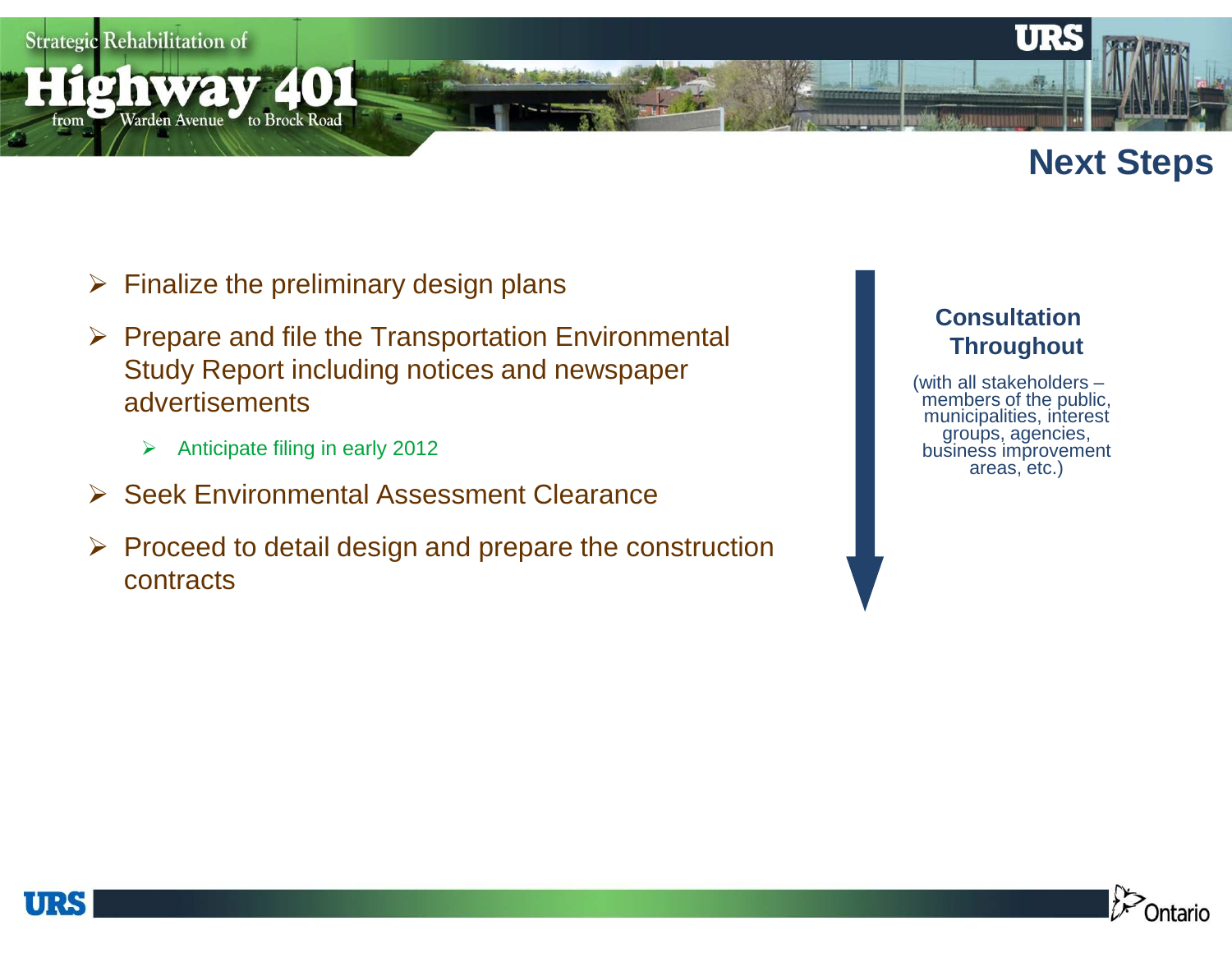# Next Steps

- Finalize the preliminary design plans
- Prepare and file the Transportation Environmental Study Report including notices and newspaper advertisements
  - Anticipate filing in early 2012
- Seek Environmental Assessment Clearance
- Proceed to detail design and prepare the construction contracts

**Consultation Throughout**

(with all stakeholders – members of the public, municipalities, interest groups, agencies, business improvement areas, etc.)